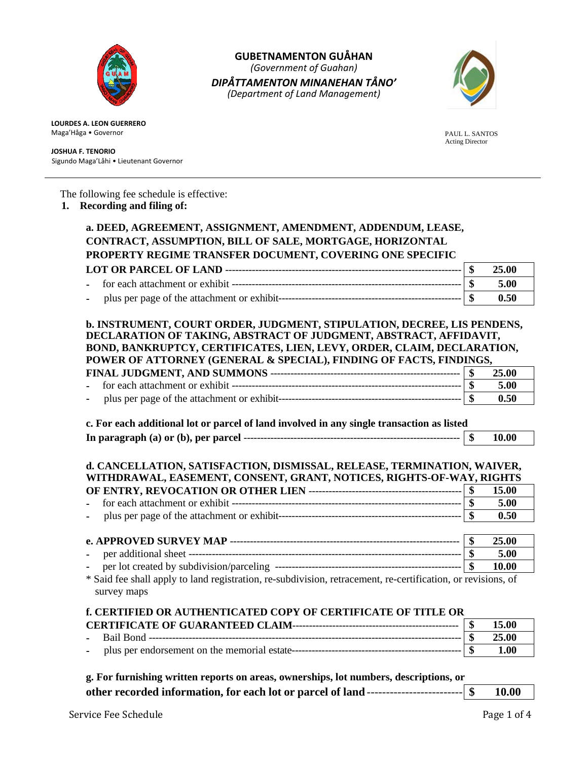**GUBETNAMENTON GUÅHAN**
*(Government of Guahan)*
***DIPÅTTAMENTON MINANEHAN TÅNO'***
*(Department of Land Management)*

**LOURDES A. LEON GUERRERO**
Maga'Håga • Governor

**JOSHUA F. TENORIO**
Sigundo Maga'Låhi • Lieutenant Governor

PAUL L. SANTOS
Acting Director

---

The following fee schedule is effective:

**1. Recording and filing of:**

**a. DEED, AGREEMENT, ASSIGNMENT, AMENDMENT, ADDENDUM, LEASE, CONTRACT, ASSUMPTION, BILL OF SALE, MORTGAGE, HORIZONTAL PROPERTY REGIME TRANSFER DOCUMENT, COVERING ONE SPECIFIC LOT OR PARCEL OF LAND** | **$ 25.00**

- for each attachment or exhibit | **$ 5.00**
- plus per page of the attachment or exhibit | **$ 0.50**

**b. INSTRUMENT, COURT ORDER, JUDGMENT, STIPULATION, DECREE, LIS PENDENS, DECLARATION OF TAKING, ABSTRACT OF JUDGMENT, ABSTRACT, AFFIDAVIT, BOND, BANKRUPTCY, CERTIFICATES, LIEN, LEVY, ORDER, CLAIM, DECLARATION, POWER OF ATTORNEY (GENERAL & SPECIAL), FINDING OF FACTS, FINDINGS, FINAL JUDGMENT, AND SUMMONS** | **$ 25.00**

- for each attachment or exhibit | **$ 5.00**
- plus per page of the attachment or exhibit | **$ 0.50**

**c. For each additional lot or parcel of land involved in any single transaction as listed In paragraph (a) or (b), per parcel** | **$ 10.00**

**d. CANCELLATION, SATISFACTION, DISMISSAL, RELEASE, TERMINATION, WAIVER, WITHDRAWAL, EASEMENT, CONSENT, GRANT, NOTICES, RIGHTS-OF-WAY, RIGHTS OF ENTRY, REVOCATION OR OTHER LIEN** | **$ 15.00**

- for each attachment or exhibit | **$ 5.00**
- plus per page of the attachment or exhibit | **$ 0.50**

**e. APPROVED SURVEY MAP** | **$ 25.00**

- per additional sheet | **$ 5.00**
- per lot created by subdivision/parceling | **$ 10.00**

* Said fee shall apply to land registration, re-subdivision, retracement, re-certification, or revisions, of survey maps

**f. CERTIFIED OR AUTHENTICATED COPY OF CERTIFICATE OF TITLE OR CERTIFICATE OF GUARANTEED CLAIM** | **$ 15.00**

- Bail Bond | **$ 25.00**
- plus per endorsement on the memorial estate | **$ 1.00**

**g. For furnishing written reports on areas, ownerships, lot numbers, descriptions, or other recorded information, for each lot or parcel of land** | **$ 10.00**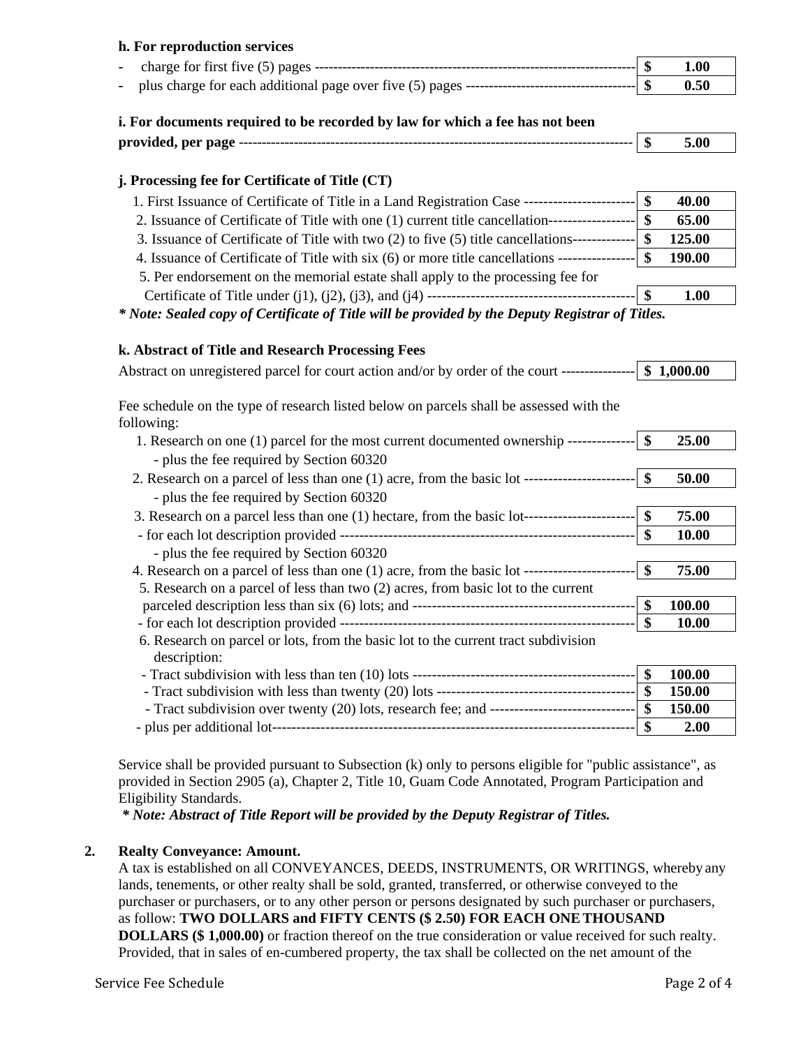**h. For reproduction services**

| Item | Fee |
|---|---|
| - charge for first five (5) pages | $ 1.00 |
| - plus charge for each additional page over five (5) pages | $ 0.50 |

**i. For documents required to be recorded by law for which a fee has not been provided, per page** ---------- **$ 5.00**

**j. Processing fee for Certificate of Title (CT)**

| Item | Fee |
|---|---|
| 1. First Issuance of Certificate of Title in a Land Registration Case | $ 40.00 |
| 2. Issuance of Certificate of Title with one (1) current title cancellation | $ 65.00 |
| 3. Issuance of Certificate of Title with two (2) to five (5) title cancellations | $ 125.00 |
| 4. Issuance of Certificate of Title with six (6) or more title cancellations | $ 190.00 |
| 5. Per endorsement on the memorial estate shall apply to the processing fee for Certificate of Title under (j1), (j2), (j3), and (j4) | $ 1.00 |

***\* Note: Sealed copy of Certificate of Title will be provided by the Deputy Registrar of Titles.***

**k. Abstract of Title and Research Processing Fees**

| Item | Fee |
|---|---|
| Abstract on unregistered parcel for court action and/or by order of the court | $ 1,000.00 |

Fee schedule on the type of research listed below on parcels shall be assessed with the following:

| Item | Fee |
|---|---|
| 1. Research on one (1) parcel for the most current documented ownership | $ 25.00 |
| - plus the fee required by Section 60320 | |
| 2. Research on a parcel of less than one (1) acre, from the basic lot | $ 50.00 |
| - plus the fee required by Section 60320 | |
| 3. Research on a parcel less than one (1) hectare, from the basic lot | $ 75.00 |
| - for each lot description provided | $ 10.00 |
| - plus the fee required by Section 60320 | |
| 4. Research on a parcel of less than one (1) acre, from the basic lot | $ 75.00 |
| 5. Research on a parcel of less than two (2) acres, from basic lot to the current parceled description less than six (6) lots; and | $ 100.00 |
| - for each lot description provided | $ 10.00 |
| 6. Research on parcel or lots, from the basic lot to the current tract subdivision description: | |
| - Tract subdivision with less than ten (10) lots | $ 100.00 |
| - Tract subdivision with less than twenty (20) lots | $ 150.00 |
| - Tract subdivision over twenty (20) lots, research fee; and | $ 150.00 |
| - plus per additional lot | $ 2.00 |

Service shall be provided pursuant to Subsection (k) only to persons eligible for "public assistance", as provided in Section 2905 (a), Chapter 2, Title 10, Guam Code Annotated, Program Participation and Eligibility Standards.

***\* Note: Abstract of Title Report will be provided by the Deputy Registrar of Titles.***

**2. Realty Conveyance: Amount.**

A tax is established on all CONVEYANCES, DEEDS, INSTRUMENTS, OR WRITINGS, whereby any lands, tenements, or other realty shall be sold, granted, transferred, or otherwise conveyed to the purchaser or purchasers, or to any other person or persons designated by such purchaser or purchasers, as follow: **TWO DOLLARS and FIFTY CENTS ($ 2.50) FOR EACH ONE THOUSAND DOLLARS ($ 1,000.00)** or fraction thereof on the true consideration or value received for such realty. Provided, that in sales of en-cumbered property, the tax shall be collected on the net amount of the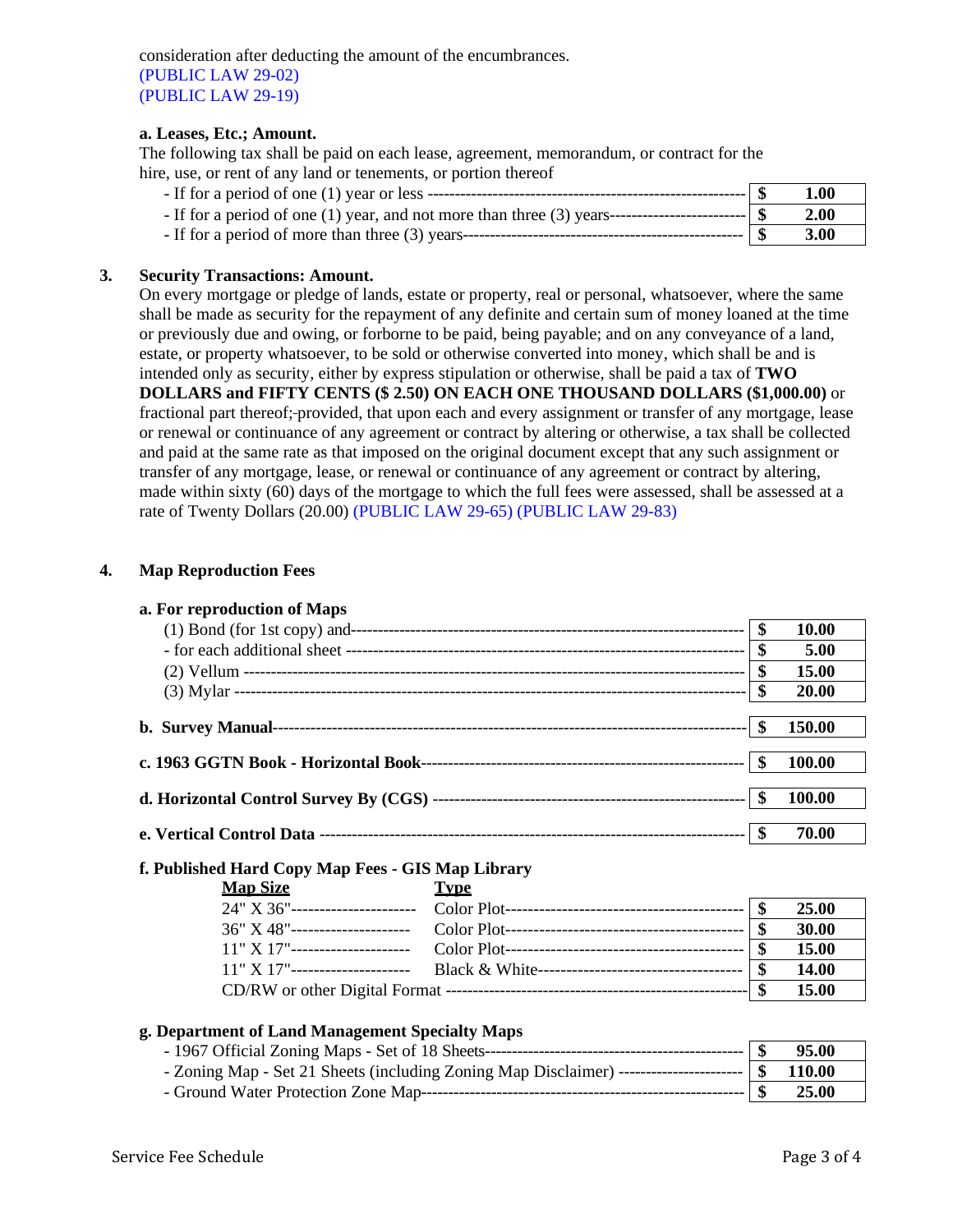consideration after deducting the amount of the encumbrances.
(PUBLIC LAW 29-02)
(PUBLIC LAW 29-19)

**a. Leases, Etc.; Amount.**

The following tax shall be paid on each lease, agreement, memorandum, or contract for the hire, use, or rent of any land or tenements, or portion thereof

| | | |
|---|---|---|
| - If for a period of one (1) year or less | $ | 1.00 |
| - If for a period of one (1) year, and not more than three (3) years | $ | 2.00 |
| - If for a period of more than three (3) years | $ | 3.00 |

**3. Security Transactions: Amount.**

On every mortgage or pledge of lands, estate or property, real or personal, whatsoever, where the same shall be made as security for the repayment of any definite and certain sum of money loaned at the time or previously due and owing, or forborne to be paid, being payable; and on any conveyance of a land, estate, or property whatsoever, to be sold or otherwise converted into money, which shall be and is intended only as security, either by express stipulation or otherwise, shall be paid a tax of **TWO DOLLARS and FIFTY CENTS ($ 2.50) ON EACH ONE THOUSAND DOLLARS ($1,000.00)** or fractional part thereof; provided, that upon each and every assignment or transfer of any mortgage, lease or renewal or continuance of any agreement or contract by altering or otherwise, a tax shall be collected and paid at the same rate as that imposed on the original document except that any such assignment or transfer of any mortgage, lease, or renewal or continuance of any agreement or contract by altering, made within sixty (60) days of the mortgage to which the full fees were assessed, shall be assessed at a rate of Twenty Dollars (20.00) (PUBLIC LAW 29-65) (PUBLIC LAW 29-83)

**4. Map Reproduction Fees**

**a. For reproduction of Maps**

| | | |
|---|---|---|
| (1) Bond (for 1st copy) and | $ | 10.00 |
| - for each additional sheet | $ | 5.00 |
| (2) Vellum | $ | 15.00 |
| (3) Mylar | $ | 20.00 |

| | | |
|---|---|---|
| **b. Survey Manual** | $ | 150.00 |
| **c. 1963 GGTN Book - Horizontal Book** | $ | 100.00 |
| **d. Horizontal Control Survey By (CGS)** | $ | 100.00 |
| **e. Vertical Control Data** | $ | 70.00 |

**f. Published Hard Copy Map Fees - GIS Map Library**

| Map Size | Type | | |
|---|---|---|---|
| 24" X 36" | Color Plot | $ | 25.00 |
| 36" X 48" | Color Plot | $ | 30.00 |
| 11" X 17" | Color Plot | $ | 15.00 |
| 11" X 17" | Black & White | $ | 14.00 |
| CD/RW or other Digital Format | | $ | 15.00 |

**g. Department of Land Management Specialty Maps**

| | | |
|---|---|---|
| - 1967 Official Zoning Maps - Set of 18 Sheets | $ | 95.00 |
| - Zoning Map - Set 21 Sheets (including Zoning Map Disclaimer) | $ | 110.00 |
| - Ground Water Protection Zone Map | $ | 25.00 |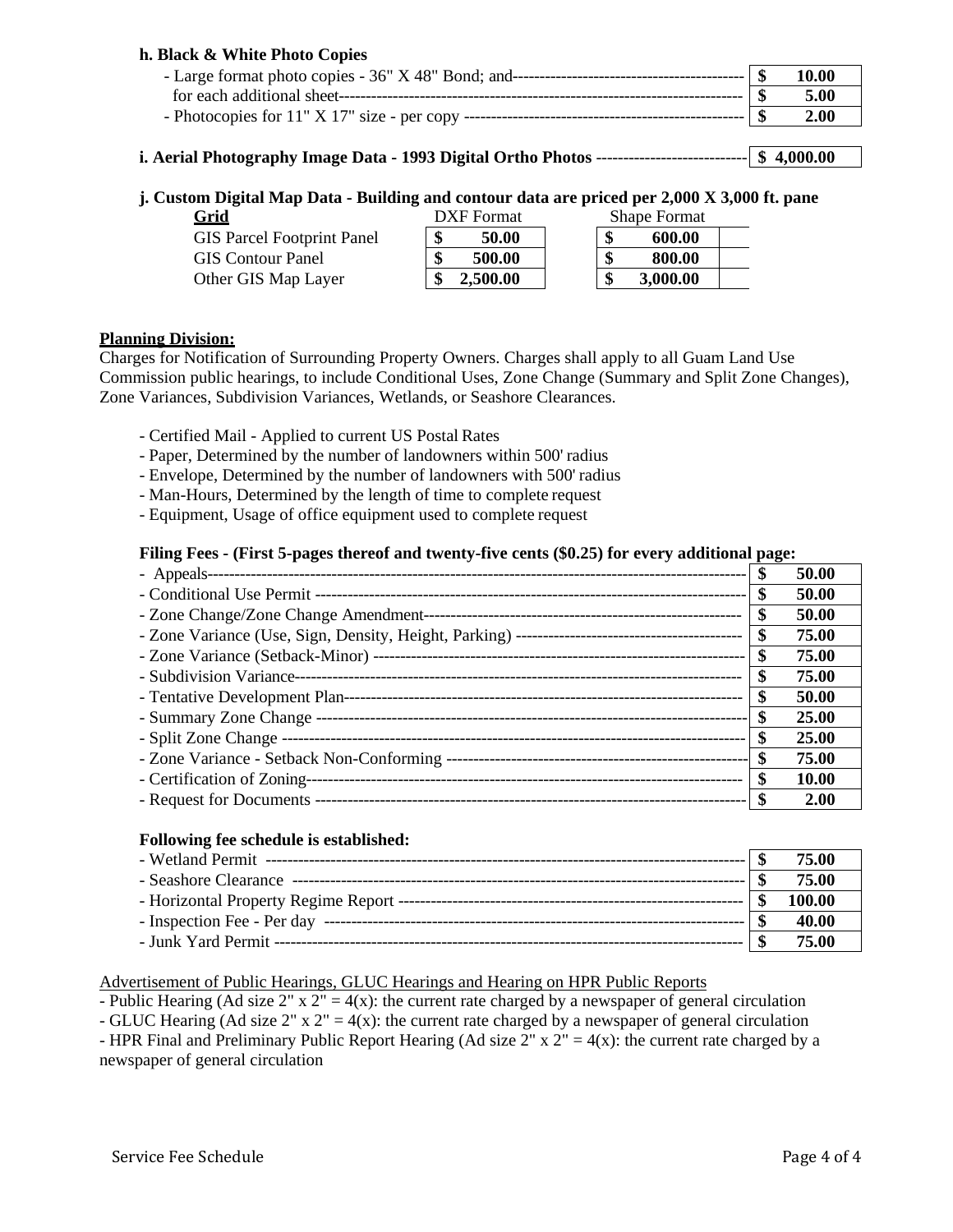**h. Black & White Photo Copies**

| | |
|---|---|
| - Large format photo copies - 36" X 48" Bond; and | $ 10.00 |
| for each additional sheet | $ 5.00 |
| - Photocopies for 11" X 17" size - per copy | $ 2.00 |

**i. Aerial Photography Image Data - 1993 Digital Ortho Photos** ---------------------------- **$ 4,000.00**

**j. Custom Digital Map Data - Building and contour data are priced per 2,000 X 3,000 ft. pane**

| Grid | DXF Format | Shape Format |
|---|---|---|
| GIS Parcel Footprint Panel | $ 50.00 | $ 600.00 |
| GIS Contour Panel | $ 500.00 | $ 800.00 |
| Other GIS Map Layer | $ 2,500.00 | $ 3,000.00 |

**Planning Division:**

Charges for Notification of Surrounding Property Owners. Charges shall apply to all Guam Land Use Commission public hearings, to include Conditional Uses, Zone Change (Summary and Split Zone Changes), Zone Variances, Subdivision Variances, Wetlands, or Seashore Clearances.

- Certified Mail - Applied to current US Postal Rates
- Paper, Determined by the number of landowners within 500' radius
- Envelope, Determined by the number of landowners with 500' radius
- Man-Hours, Determined by the length of time to complete request
- Equipment, Usage of office equipment used to complete request

**Filing Fees - (First 5-pages thereof and twenty-five cents ($0.25) for every additional page:**

| | |
|---|---|
| - Appeals | $ 50.00 |
| - Conditional Use Permit | $ 50.00 |
| - Zone Change/Zone Change Amendment | $ 50.00 |
| - Zone Variance (Use, Sign, Density, Height, Parking) | $ 75.00 |
| - Zone Variance (Setback-Minor) | $ 75.00 |
| - Subdivision Variance | $ 75.00 |
| - Tentative Development Plan | $ 50.00 |
| - Summary Zone Change | $ 25.00 |
| - Split Zone Change | $ 25.00 |
| - Zone Variance - Setback Non-Conforming | $ 75.00 |
| - Certification of Zoning | $ 10.00 |
| - Request for Documents | $ 2.00 |

**Following fee schedule is established:**

| | |
|---|---|
| - Wetland Permit | $ 75.00 |
| - Seashore Clearance | $ 75.00 |
| - Horizontal Property Regime Report | $ 100.00 |
| - Inspection Fee - Per day | $ 40.00 |
| - Junk Yard Permit | $ 75.00 |

Advertisement of Public Hearings, GLUC Hearings and Hearing on HPR Public Reports

- Public Hearing (Ad size 2" x 2" = 4(x): the current rate charged by a newspaper of general circulation
- GLUC Hearing (Ad size 2" x 2" = 4(x): the current rate charged by a newspaper of general circulation
- HPR Final and Preliminary Public Report Hearing (Ad size 2" x 2" = 4(x): the current rate charged by a newspaper of general circulation